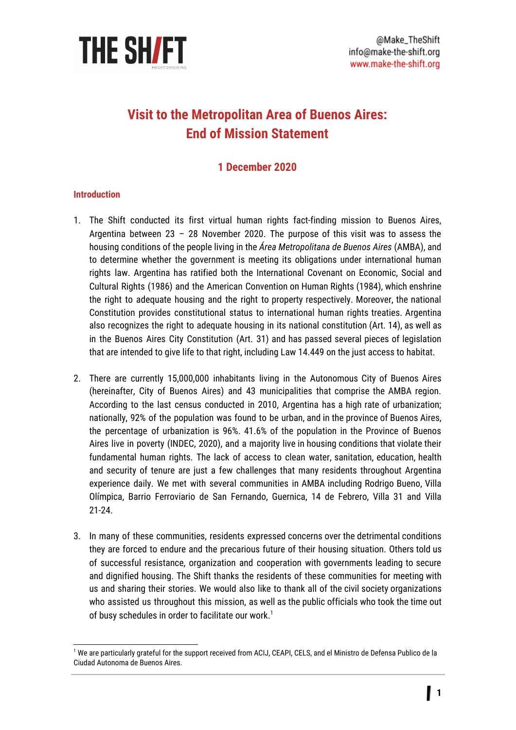# Visit to the Metropolitan Area of Buenos Aires: End of Mission Statement

## 1 December 2020

### Introduction

1. The Shift conducted its first virtual human rights fact-finding mission to Buenos Aires, Argentina between 23 – 28 November 2020. The purpose of this visit was to assess the housing conditions of the people living in the *Área Metropolitana de Buenos Aires* (AMBA), and to determine whether the government is meeting its obligations under international human rights law. Argentina has ratified both the International Covenant on Economic, Social and Cultural Rights (1986) and the American Convention on Human Rights (1984), which enshrine the right to adequate housing and the right to property respectively. Moreover, the national Constitution provides constitutional status to international human rights treaties. Argentina also recognizes the right to adequate housing in its national constitution (Art. 14), as well as in the Buenos Aires City Constitution (Art. 31) and has passed several pieces of legislation that are intended to give life to that right, including Law 14.449 on the just access to habitat.

2. There are currently 15,000,000 inhabitants living in the Autonomous City of Buenos Aires (hereinafter, City of Buenos Aires) and 43 municipalities that comprise the AMBA region. According to the last census conducted in 2010, Argentina has a high rate of urbanization; nationally, 92% of the population was found to be urban, and in the province of Buenos Aires, the percentage of urbanization is 96%. 41.6% of the population in the Province of Buenos Aires live in poverty (INDEC, 2020), and a majority live in housing conditions that violate their fundamental human rights. The lack of access to clean water, sanitation, education, health and security of tenure are just a few challenges that many residents throughout Argentina experience daily. We met with several communities in AMBA including Rodrigo Bueno, Villa Olímpica, Barrio Ferroviario de San Fernando, Guernica, 14 de Febrero, Villa 31 and Villa 21-24.

3. In many of these communities, residents expressed concerns over the detrimental conditions they are forced to endure and the precarious future of their housing situation. Others told us of successful resistance, organization and cooperation with governments leading to secure and dignified housing. The Shift thanks the residents of these communities for meeting with us and sharing their stories. We would also like to thank all of the civil society organizations who assisted us throughout this mission, as well as the public officials who took the time out of busy schedules in order to facilitate our work.[1]

---

[1] We are particularly grateful for the support received from ACIJ, CEAPI, CELS, and el Ministro de Defensa Publico de la Ciudad Autonoma de Buenos Aires.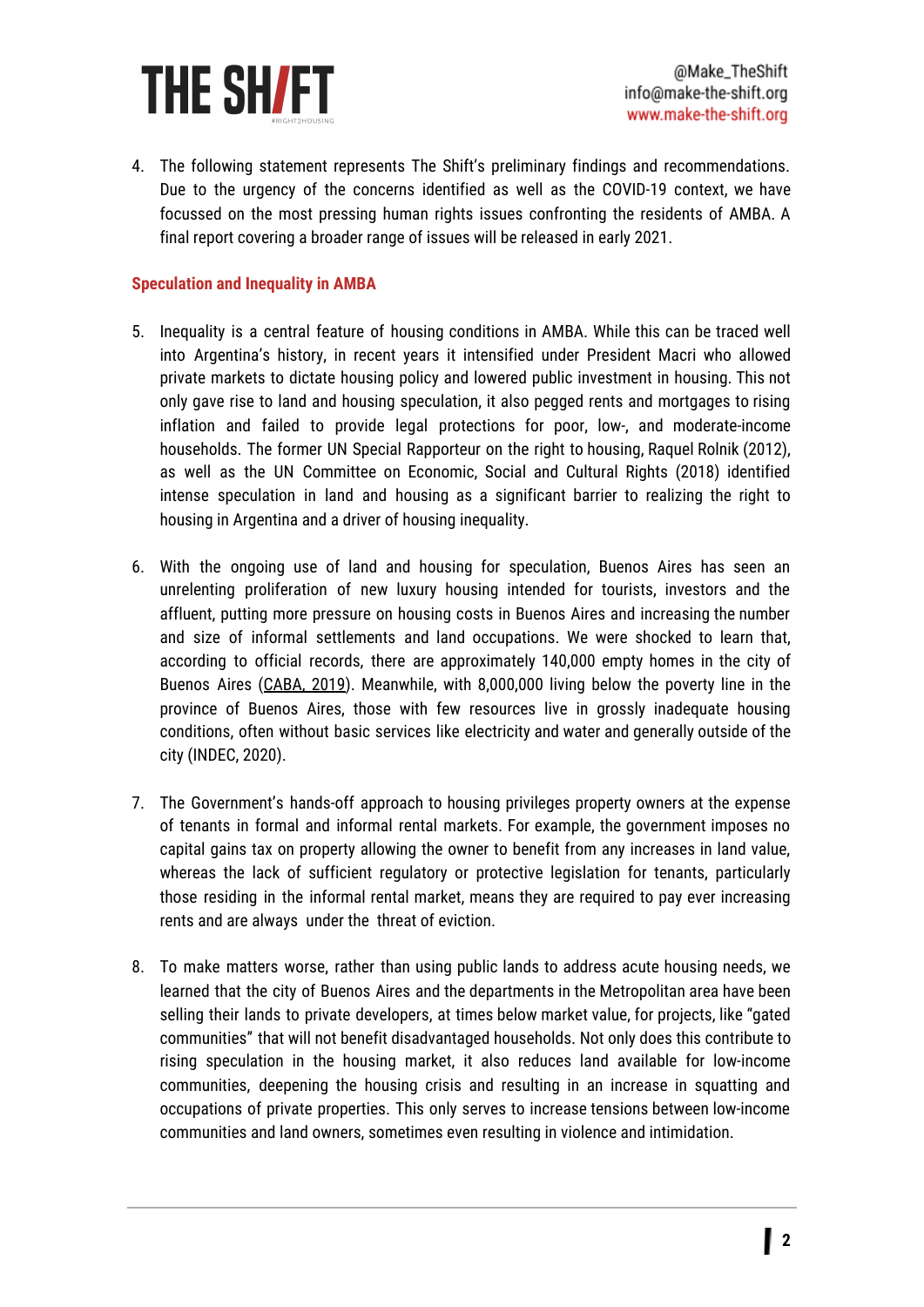4. The following statement represents The Shift's preliminary findings and recommendations. Due to the urgency of the concerns identified as well as the COVID-19 context, we have focussed on the most pressing human rights issues confronting the residents of AMBA. A final report covering a broader range of issues will be released in early 2021.

### Speculation and Inequality in AMBA

5. Inequality is a central feature of housing conditions in AMBA. While this can be traced well into Argentina's history, in recent years it intensified under President Macri who allowed private markets to dictate housing policy and lowered public investment in housing. This not only gave rise to land and housing speculation, it also pegged rents and mortgages to rising inflation and failed to provide legal protections for poor, low-, and moderate-income households. The former UN Special Rapporteur on the right to housing, Raquel Rolnik (2012), as well as the UN Committee on Economic, Social and Cultural Rights (2018) identified intense speculation in land and housing as a significant barrier to realizing the right to housing in Argentina and a driver of housing inequality.

6. With the ongoing use of land and housing for speculation, Buenos Aires has seen an unrelenting proliferation of new luxury housing intended for tourists, investors and the affluent, putting more pressure on housing costs in Buenos Aires and increasing the number and size of informal settlements and land occupations. We were shocked to learn that, according to official records, there are approximately 140,000 empty homes in the city of Buenos Aires (CABA, 2019). Meanwhile, with 8,000,000 living below the poverty line in the province of Buenos Aires, those with few resources live in grossly inadequate housing conditions, often without basic services like electricity and water and generally outside of the city (INDEC, 2020).

7. The Government's hands-off approach to housing privileges property owners at the expense of tenants in formal and informal rental markets. For example, the government imposes no capital gains tax on property allowing the owner to benefit from any increases in land value, whereas the lack of sufficient regulatory or protective legislation for tenants, particularly those residing in the informal rental market, means they are required to pay ever increasing rents and are always under the threat of eviction.

8. To make matters worse, rather than using public lands to address acute housing needs, we learned that the city of Buenos Aires and the departments in the Metropolitan area have been selling their lands to private developers, at times below market value, for projects, like "gated communities" that will not benefit disadvantaged households. Not only does this contribute to rising speculation in the housing market, it also reduces land available for low-income communities, deepening the housing crisis and resulting in an increase in squatting and occupations of private properties. This only serves to increase tensions between low-income communities and land owners, sometimes even resulting in violence and intimidation.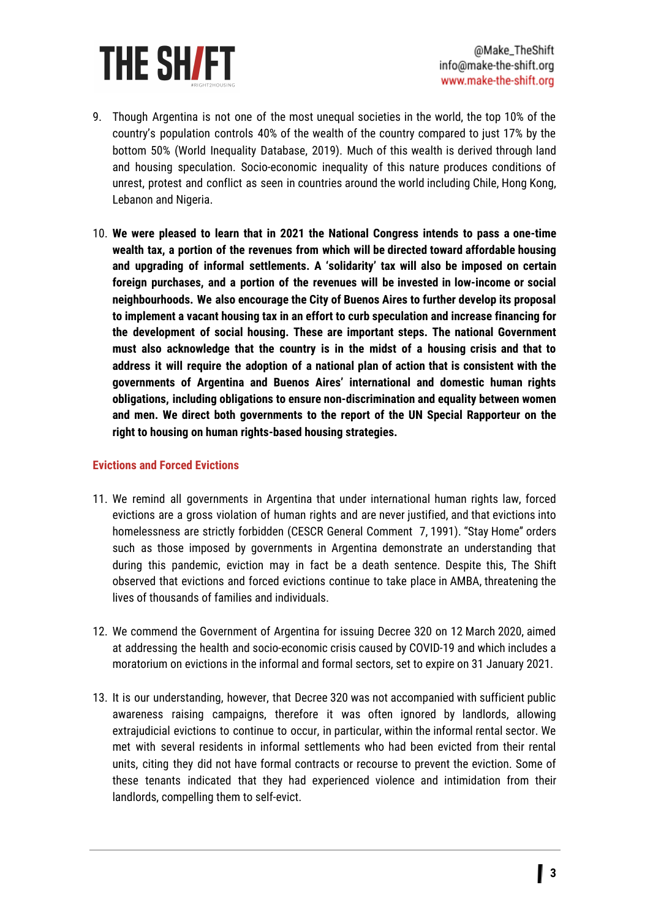9. Though Argentina is not one of the most unequal societies in the world, the top 10% of the country's population controls 40% of the wealth of the country compared to just 17% by the bottom 50% (World Inequality Database, 2019). Much of this wealth is derived through land and housing speculation. Socio-economic inequality of this nature produces conditions of unrest, protest and conflict as seen in countries around the world including Chile, Hong Kong, Lebanon and Nigeria.

10. **We were pleased to learn that in 2021 the National Congress intends to pass a one-time wealth tax, a portion of the revenues from which will be directed toward affordable housing and upgrading of informal settlements. A 'solidarity' tax will also be imposed on certain foreign purchases, and a portion of the revenues will be invested in low-income or social neighbourhoods. We also encourage the City of Buenos Aires to further develop its proposal to implement a vacant housing tax in an effort to curb speculation and increase financing for the development of social housing. These are important steps. The national Government must also acknowledge that the country is in the midst of a housing crisis and that to address it will require the adoption of a national plan of action that is consistent with the governments of Argentina and Buenos Aires' international and domestic human rights obligations, including obligations to ensure non-discrimination and equality between women and men. We direct both governments to the report of the UN Special Rapporteur on the right to housing on human rights-based housing strategies.**

### Evictions and Forced Evictions

11. We remind all governments in Argentina that under international human rights law, forced evictions are a gross violation of human rights and are never justified, and that evictions into homelessness are strictly forbidden (CESCR General Comment 7, 1991). "Stay Home" orders such as those imposed by governments in Argentina demonstrate an understanding that during this pandemic, eviction may in fact be a death sentence. Despite this, The Shift observed that evictions and forced evictions continue to take place in AMBA, threatening the lives of thousands of families and individuals.

12. We commend the Government of Argentina for issuing Decree 320 on 12 March 2020, aimed at addressing the health and socio-economic crisis caused by COVID-19 and which includes a moratorium on evictions in the informal and formal sectors, set to expire on 31 January 2021.

13. It is our understanding, however, that Decree 320 was not accompanied with sufficient public awareness raising campaigns, therefore it was often ignored by landlords, allowing extrajudicial evictions to continue to occur, in particular, within the informal rental sector. We met with several residents in informal settlements who had been evicted from their rental units, citing they did not have formal contracts or recourse to prevent the eviction. Some of these tenants indicated that they had experienced violence and intimidation from their landlords, compelling them to self-evict.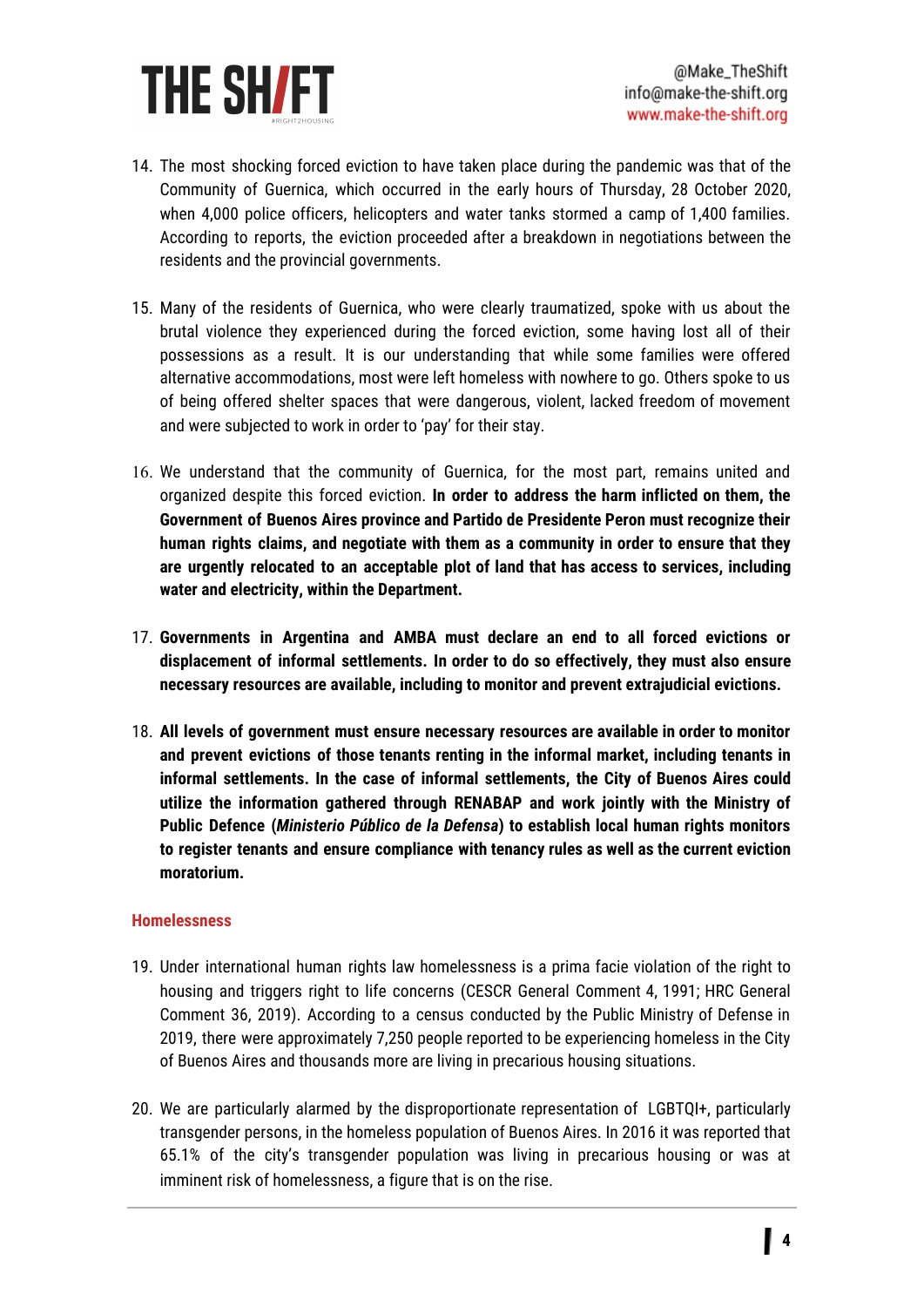14. The most shocking forced eviction to have taken place during the pandemic was that of the Community of Guernica, which occurred in the early hours of Thursday, 28 October 2020, when 4,000 police officers, helicopters and water tanks stormed a camp of 1,400 families. According to reports, the eviction proceeded after a breakdown in negotiations between the residents and the provincial governments.

15. Many of the residents of Guernica, who were clearly traumatized, spoke with us about the brutal violence they experienced during the forced eviction, some having lost all of their possessions as a result. It is our understanding that while some families were offered alternative accommodations, most were left homeless with nowhere to go. Others spoke to us of being offered shelter spaces that were dangerous, violent, lacked freedom of movement and were subjected to work in order to 'pay' for their stay.

16. We understand that the community of Guernica, for the most part, remains united and organized despite this forced eviction. **In order to address the harm inflicted on them, the Government of Buenos Aires province and Partido de Presidente Peron must recognize their human rights claims, and negotiate with them as a community in order to ensure that they are urgently relocated to an acceptable plot of land that has access to services, including water and electricity, within the Department.**

17. **Governments in Argentina and AMBA must declare an end to all forced evictions or displacement of informal settlements. In order to do so effectively, they must also ensure necessary resources are available, including to monitor and prevent extrajudicial evictions.**

18. **All levels of government must ensure necessary resources are available in order to monitor and prevent evictions of those tenants renting in the informal market, including tenants in informal settlements. In the case of informal settlements, the City of Buenos Aires could utilize the information gathered through RENABAP and work jointly with the Ministry of Public Defence (*Ministerio Público de la Defensa*) to establish local human rights monitors to register tenants and ensure compliance with tenancy rules as well as the current eviction moratorium.**

### Homelessness

19. Under international human rights law homelessness is a prima facie violation of the right to housing and triggers right to life concerns (CESCR General Comment 4, 1991; HRC General Comment 36, 2019). According to a census conducted by the Public Ministry of Defense in 2019, there were approximately 7,250 people reported to be experiencing homeless in the City of Buenos Aires and thousands more are living in precarious housing situations.

20. We are particularly alarmed by the disproportionate representation of LGBTQI+, particularly transgender persons, in the homeless population of Buenos Aires. In 2016 it was reported that 65.1% of the city's transgender population was living in precarious housing or was at imminent risk of homelessness, a figure that is on the rise.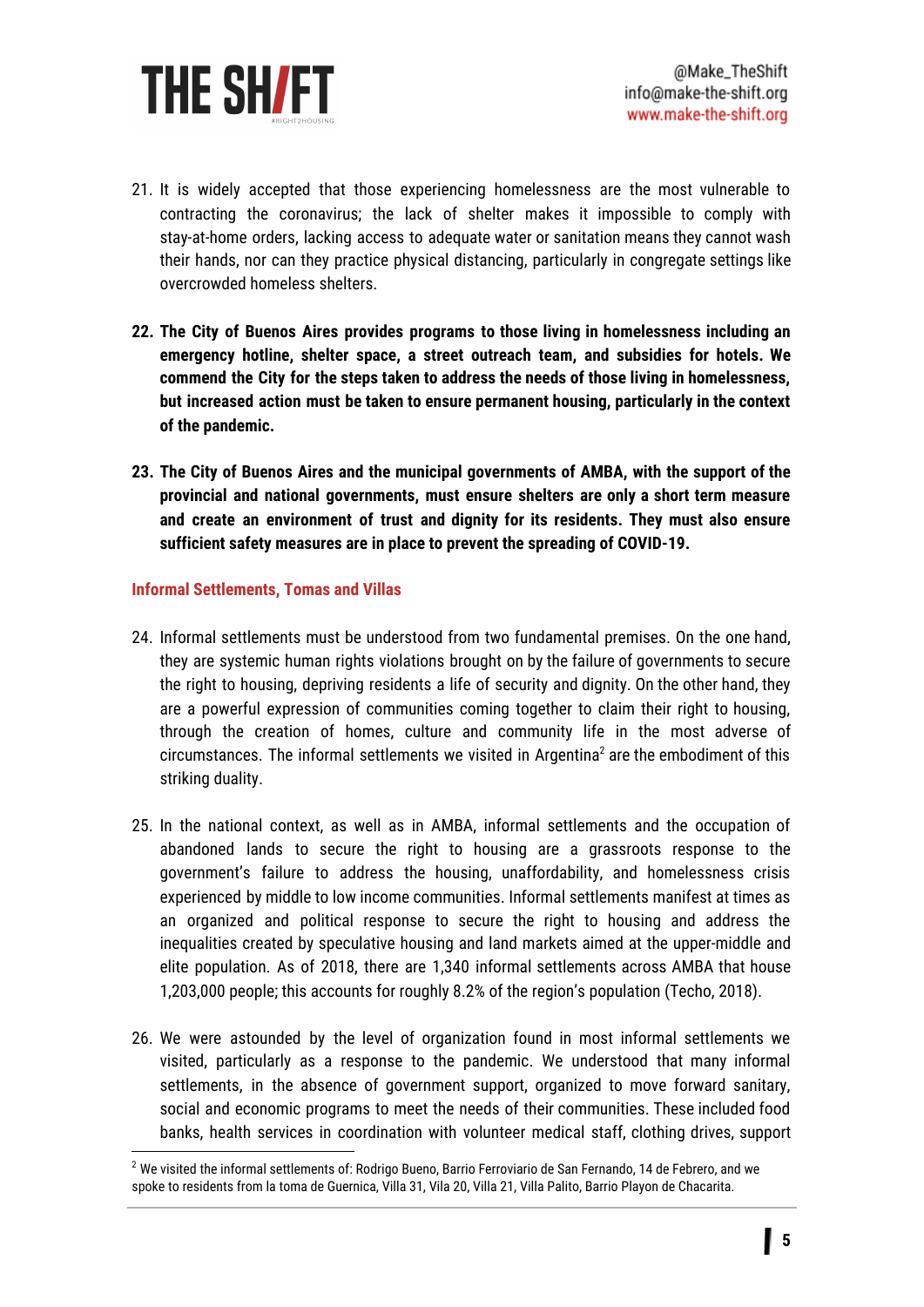21. It is widely accepted that those experiencing homelessness are the most vulnerable to contracting the coronavirus; the lack of shelter makes it impossible to comply with stay-at-home orders, lacking access to adequate water or sanitation means they cannot wash their hands, nor can they practice physical distancing, particularly in congregate settings like overcrowded homeless shelters.

22. **The City of Buenos Aires provides programs to those living in homelessness including an emergency hotline, shelter space, a street outreach team, and subsidies for hotels. We commend the City for the steps taken to address the needs of those living in homelessness, but increased action must be taken to ensure permanent housing, particularly in the context of the pandemic.**

23. **The City of Buenos Aires and the municipal governments of AMBA, with the support of the provincial and national governments, must ensure shelters are only a short term measure and create an environment of trust and dignity for its residents. They must also ensure sufficient safety measures are in place to prevent the spreading of COVID-19.**

### Informal Settlements, Tomas and Villas

24. Informal settlements must be understood from two fundamental premises. On the one hand, they are systemic human rights violations brought on by the failure of governments to secure the right to housing, depriving residents a life of security and dignity. On the other hand, they are a powerful expression of communities coming together to claim their right to housing, through the creation of homes, culture and community life in the most adverse of circumstances. The informal settlements we visited in Argentina[2] are the embodiment of this striking duality.

25. In the national context, as well as in AMBA, informal settlements and the occupation of abandoned lands to secure the right to housing are a grassroots response to the government's failure to address the housing, unaffordability, and homelessness crisis experienced by middle to low income communities. Informal settlements manifest at times as an organized and political response to secure the right to housing and address the inequalities created by speculative housing and land markets aimed at the upper-middle and elite population. As of 2018, there are 1,340 informal settlements across AMBA that house 1,203,000 people; this accounts for roughly 8.2% of the region's population (Techo, 2018).

26. We were astounded by the level of organization found in most informal settlements we visited, particularly as a response to the pandemic. We understood that many informal settlements, in the absence of government support, organized to move forward sanitary, social and economic programs to meet the needs of their communities. These included food banks, health services in coordination with volunteer medical staff, clothing drives, support

[2] We visited the informal settlements of: Rodrigo Bueno, Barrio Ferroviario de San Fernando, 14 de Febrero, and we spoke to residents from la toma de Guernica, Villa 31, Vila 20, Villa 21, Villa Palito, Barrio Playon de Chacarita.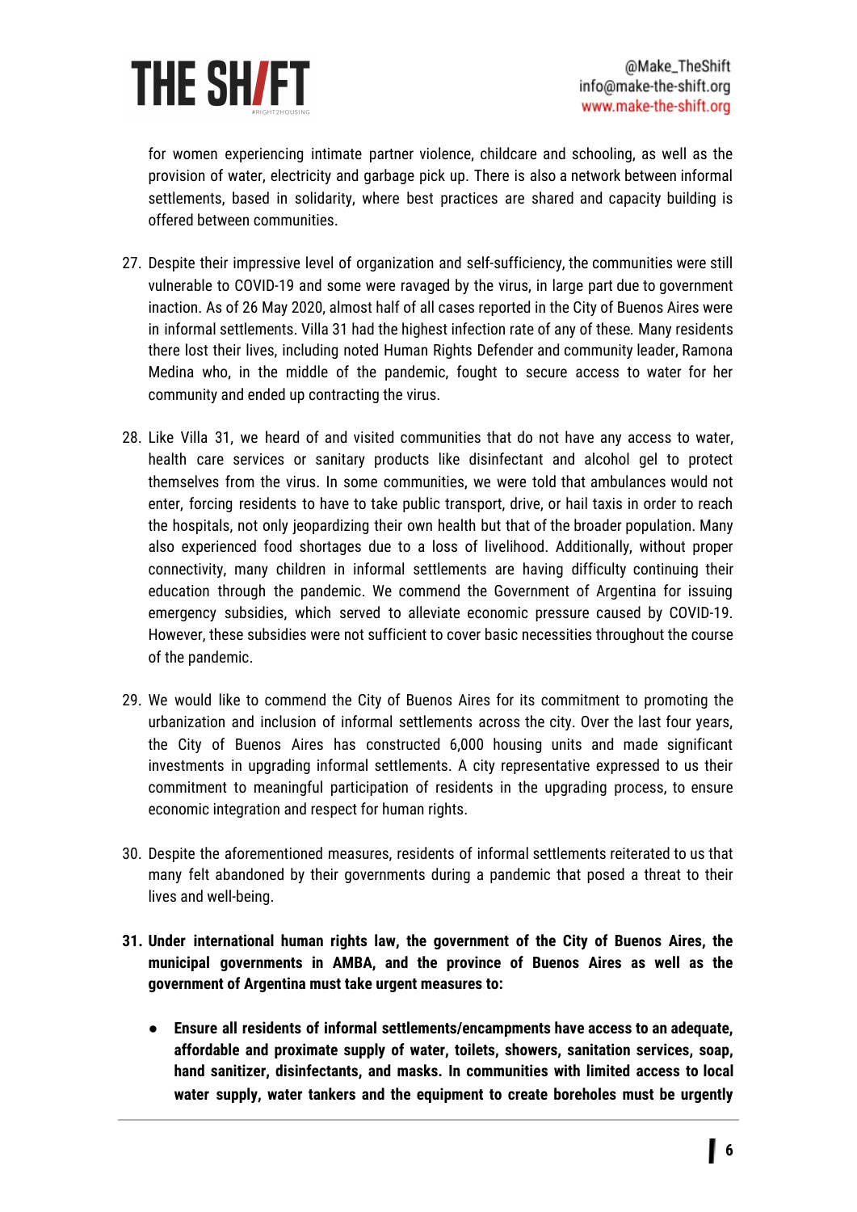for women experiencing intimate partner violence, childcare and schooling, as well as the provision of water, electricity and garbage pick up. There is also a network between informal settlements, based in solidarity, where best practices are shared and capacity building is offered between communities.

27. Despite their impressive level of organization and self-sufficiency, the communities were still vulnerable to COVID-19 and some were ravaged by the virus, in large part due to government inaction. As of 26 May 2020, almost half of all cases reported in the City of Buenos Aires were in informal settlements. Villa 31 had the highest infection rate of any of these. Many residents there lost their lives, including noted Human Rights Defender and community leader, Ramona Medina who, in the middle of the pandemic, fought to secure access to water for her community and ended up contracting the virus.

28. Like Villa 31, we heard of and visited communities that do not have any access to water, health care services or sanitary products like disinfectant and alcohol gel to protect themselves from the virus. In some communities, we were told that ambulances would not enter, forcing residents to have to take public transport, drive, or hail taxis in order to reach the hospitals, not only jeopardizing their own health but that of the broader population. Many also experienced food shortages due to a loss of livelihood. Additionally, without proper connectivity, many children in informal settlements are having difficulty continuing their education through the pandemic. We commend the Government of Argentina for issuing emergency subsidies, which served to alleviate economic pressure caused by COVID-19. However, these subsidies were not sufficient to cover basic necessities throughout the course of the pandemic.

29. We would like to commend the City of Buenos Aires for its commitment to promoting the urbanization and inclusion of informal settlements across the city. Over the last four years, the City of Buenos Aires has constructed 6,000 housing units and made significant investments in upgrading informal settlements. A city representative expressed to us their commitment to meaningful participation of residents in the upgrading process, to ensure economic integration and respect for human rights.

30. Despite the aforementioned measures, residents of informal settlements reiterated to us that many felt abandoned by their governments during a pandemic that posed a threat to their lives and well-being.

31. **Under international human rights law, the government of the City of Buenos Aires, the municipal governments in AMBA, and the province of Buenos Aires as well as the government of Argentina must take urgent measures to:**

    - **Ensure all residents of informal settlements/encampments have access to an adequate, affordable and proximate supply of water, toilets, showers, sanitation services, soap, hand sanitizer, disinfectants, and masks. In communities with limited access to local water supply, water tankers and the equipment to create boreholes must be urgently**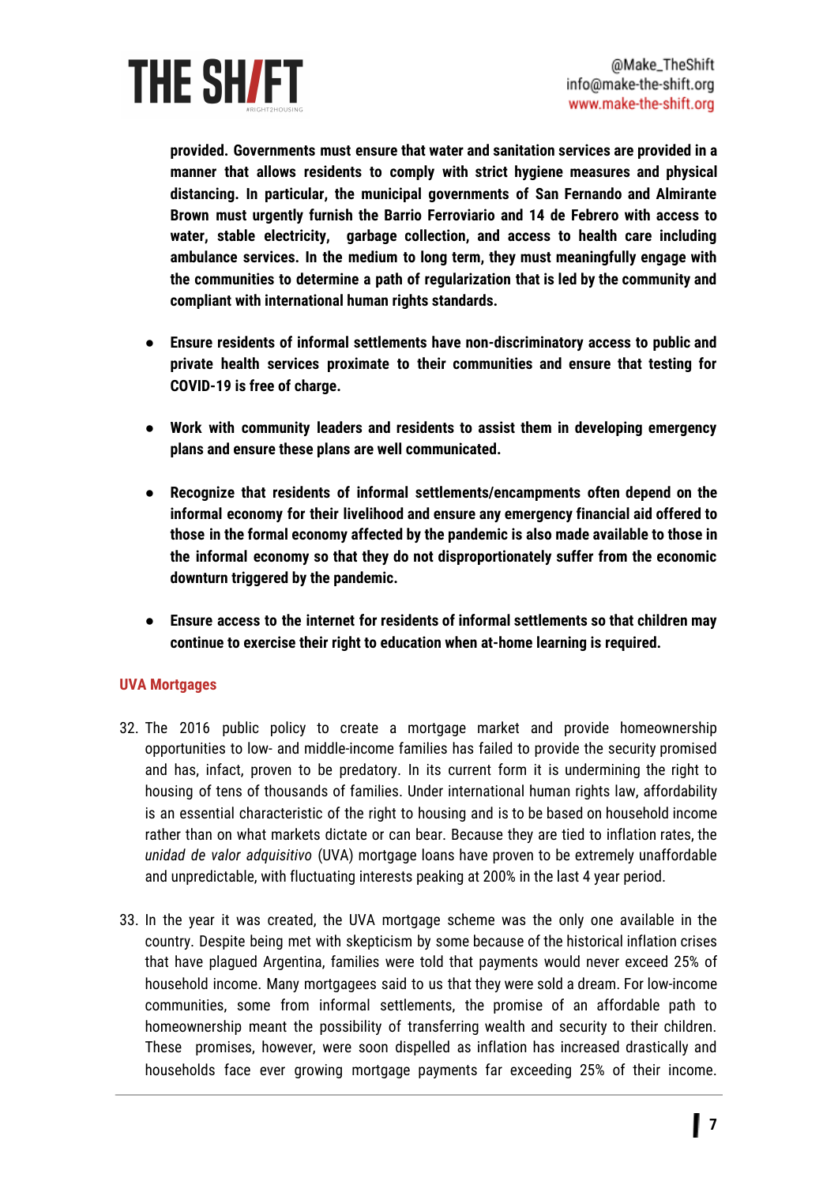**provided. Governments must ensure that water and sanitation services are provided in a manner that allows residents to comply with strict hygiene measures and physical distancing. In particular, the municipal governments of San Fernando and Almirante Brown must urgently furnish the Barrio Ferroviario and 14 de Febrero with access to water, stable electricity, garbage collection, and access to health care including ambulance services. In the medium to long term, they must meaningfully engage with the communities to determine a path of regularization that is led by the community and compliant with international human rights standards.**

- **Ensure residents of informal settlements have non-discriminatory access to public and private health services proximate to their communities and ensure that testing for COVID-19 is free of charge.**

- **Work with community leaders and residents to assist them in developing emergency plans and ensure these plans are well communicated.**

- **Recognize that residents of informal settlements/encampments often depend on the informal economy for their livelihood and ensure any emergency financial aid offered to those in the formal economy affected by the pandemic is also made available to those in the informal economy so that they do not disproportionately suffer from the economic downturn triggered by the pandemic.**

- **Ensure access to the internet for residents of informal settlements so that children may continue to exercise their right to education when at-home learning is required.**

### UVA Mortgages

32. The 2016 public policy to create a mortgage market and provide homeownership opportunities to low- and middle-income families has failed to provide the security promised and has, infact, proven to be predatory. In its current form it is undermining the right to housing of tens of thousands of families. Under international human rights law, affordability is an essential characteristic of the right to housing and is to be based on household income rather than on what markets dictate or can bear. Because they are tied to inflation rates, the *unidad de valor adquisitivo* (UVA) mortgage loans have proven to be extremely unaffordable and unpredictable, with fluctuating interests peaking at 200% in the last 4 year period.

33. In the year it was created, the UVA mortgage scheme was the only one available in the country. Despite being met with skepticism by some because of the historical inflation crises that have plagued Argentina, families were told that payments would never exceed 25% of household income. Many mortgagees said to us that they were sold a dream. For low-income communities, some from informal settlements, the promise of an affordable path to homeownership meant the possibility of transferring wealth and security to their children. These promises, however, were soon dispelled as inflation has increased drastically and households face ever growing mortgage payments far exceeding 25% of their income.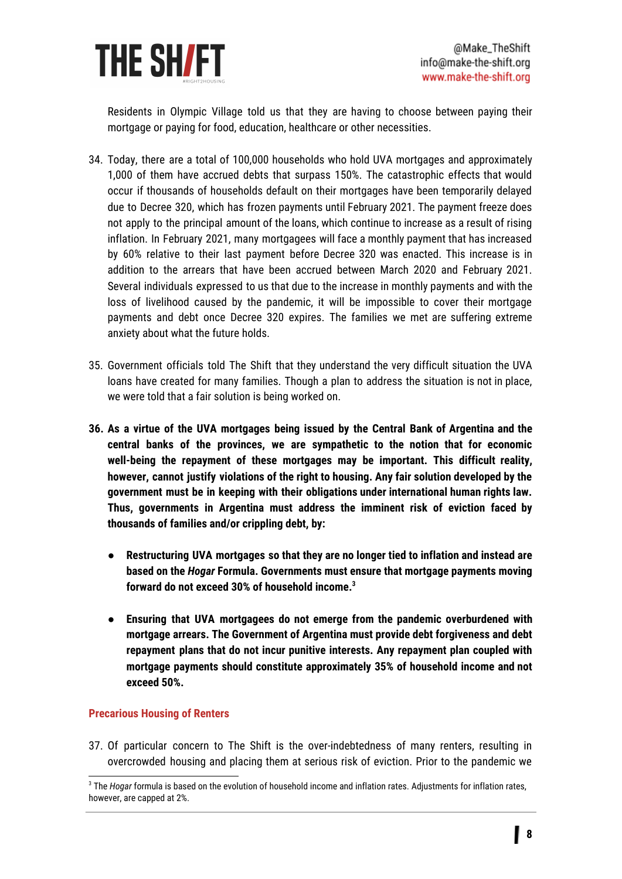Residents in Olympic Village told us that they are having to choose between paying their mortgage or paying for food, education, healthcare or other necessities.

34. Today, there are a total of 100,000 households who hold UVA mortgages and approximately 1,000 of them have accrued debts that surpass 150%. The catastrophic effects that would occur if thousands of households default on their mortgages have been temporarily delayed due to Decree 320, which has frozen payments until February 2021. The payment freeze does not apply to the principal amount of the loans, which continue to increase as a result of rising inflation. In February 2021, many mortgagees will face a monthly payment that has increased by 60% relative to their last payment before Decree 320 was enacted. This increase is in addition to the arrears that have been accrued between March 2020 and February 2021. Several individuals expressed to us that due to the increase in monthly payments and with the loss of livelihood caused by the pandemic, it will be impossible to cover their mortgage payments and debt once Decree 320 expires. The families we met are suffering extreme anxiety about what the future holds.

35. Government officials told The Shift that they understand the very difficult situation the UVA loans have created for many families. Though a plan to address the situation is not in place, we were told that a fair solution is being worked on.

36. **As a virtue of the UVA mortgages being issued by the Central Bank of Argentina and the central banks of the provinces, we are sympathetic to the notion that for economic well-being the repayment of these mortgages may be important. This difficult reality, however, cannot justify violations of the right to housing. Any fair solution developed by the government must be in keeping with their obligations under international human rights law. Thus, governments in Argentina must address the imminent risk of eviction faced by thousands of families and/or crippling debt, by:**

    - **Restructuring UVA mortgages so that they are no longer tied to inflation and instead are based on the *Hogar* Formula. Governments must ensure that mortgage payments moving forward do not exceed 30% of household income.[3]**

    - **Ensuring that UVA mortgagees do not emerge from the pandemic overburdened with mortgage arrears. The Government of Argentina must provide debt forgiveness and debt repayment plans that do not incur punitive interests. Any repayment plan coupled with mortgage payments should constitute approximately 35% of household income and not exceed 50%.**

### Precarious Housing of Renters

37. Of particular concern to The Shift is the over-indebtedness of many renters, resulting in overcrowded housing and placing them at serious risk of eviction. Prior to the pandemic we

[3] The *Hogar* formula is based on the evolution of household income and inflation rates. Adjustments for inflation rates, however, are capped at 2%.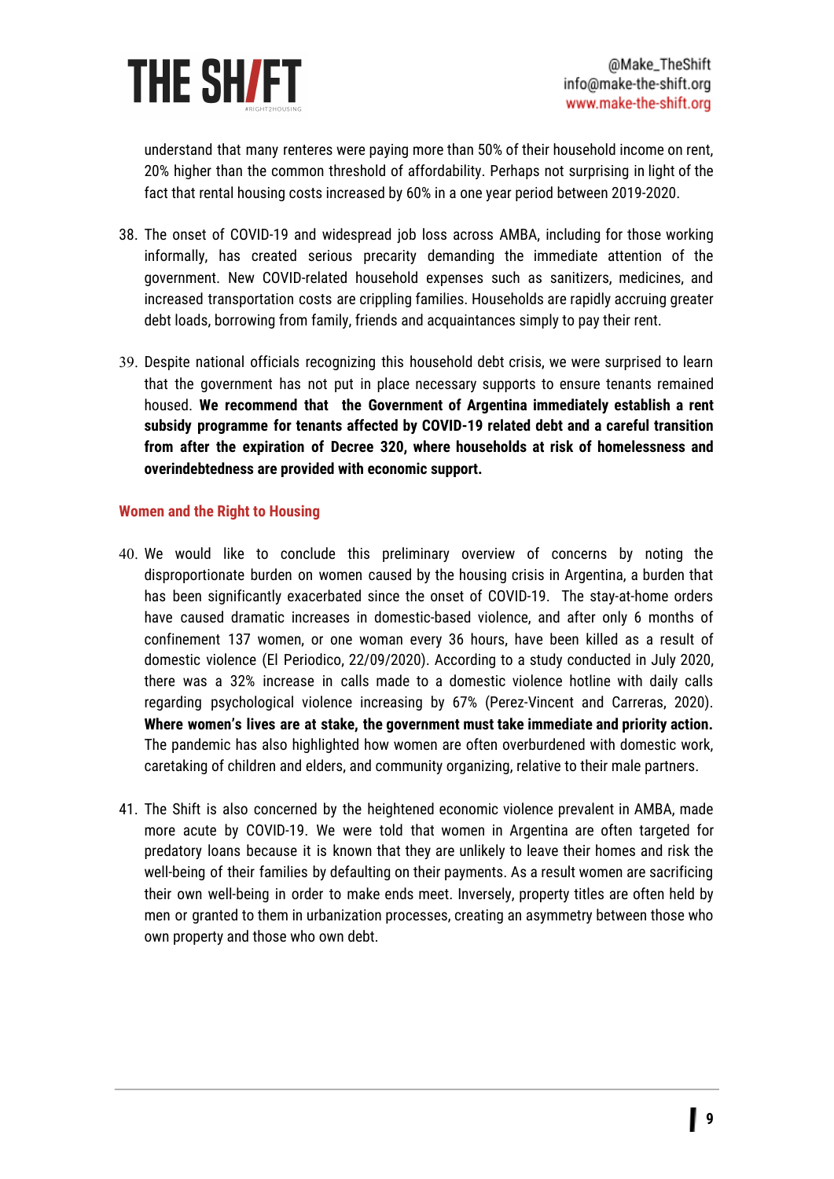understand that many renteres were paying more than 50% of their household income on rent, 20% higher than the common threshold of affordability. Perhaps not surprising in light of the fact that rental housing costs increased by 60% in a one year period between 2019-2020.

38. The onset of COVID-19 and widespread job loss across AMBA, including for those working informally, has created serious precarity demanding the immediate attention of the government. New COVID-related household expenses such as sanitizers, medicines, and increased transportation costs are crippling families. Households are rapidly accruing greater debt loads, borrowing from family, friends and acquaintances simply to pay their rent.

39. Despite national officials recognizing this household debt crisis, we were surprised to learn that the government has not put in place necessary supports to ensure tenants remained housed. **We recommend that the Government of Argentina immediately establish a rent subsidy programme for tenants affected by COVID-19 related debt and a careful transition from after the expiration of Decree 320, where households at risk of homelessness and overindebtedness are provided with economic support.**

## Women and the Right to Housing

40. We would like to conclude this preliminary overview of concerns by noting the disproportionate burden on women caused by the housing crisis in Argentina, a burden that has been significantly exacerbated since the onset of COVID-19. The stay-at-home orders have caused dramatic increases in domestic-based violence, and after only 6 months of confinement 137 women, or one woman every 36 hours, have been killed as a result of domestic violence (El Periodico, 22/09/2020). According to a study conducted in July 2020, there was a 32% increase in calls made to a domestic violence hotline with daily calls regarding psychological violence increasing by 67% (Perez-Vincent and Carreras, 2020). **Where women's lives are at stake, the government must take immediate and priority action.** The pandemic has also highlighted how women are often overburdened with domestic work, caretaking of children and elders, and community organizing, relative to their male partners.

41. The Shift is also concerned by the heightened economic violence prevalent in AMBA, made more acute by COVID-19. We were told that women in Argentina are often targeted for predatory loans because it is known that they are unlikely to leave their homes and risk the well-being of their families by defaulting on their payments. As a result women are sacrificing their own well-being in order to make ends meet. Inversely, property titles are often held by men or granted to them in urbanization processes, creating an asymmetry between those who own property and those who own debt.